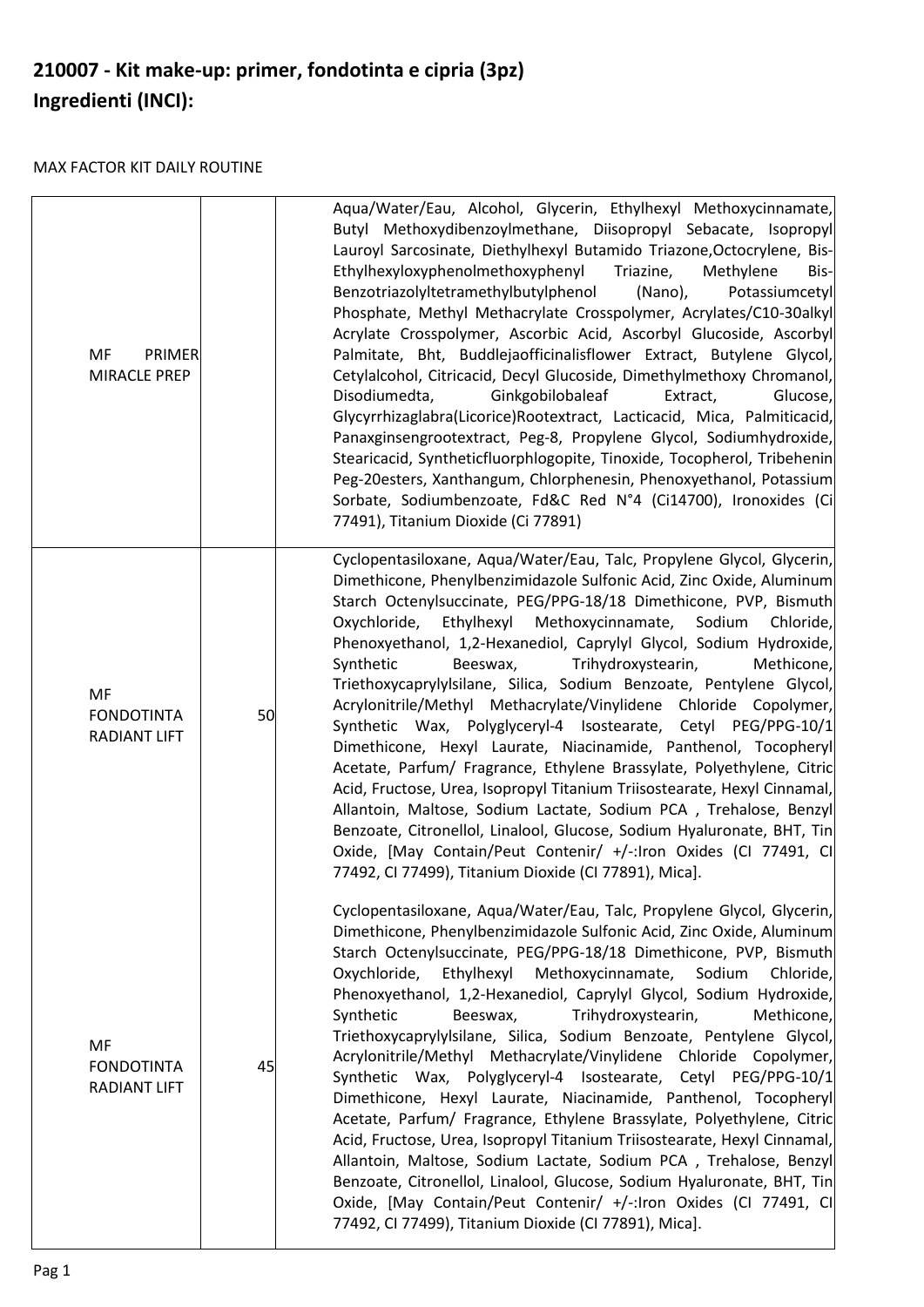**210007 - Kit make-up: primer, fondotinta e cipria (3pz)**
**Ingredienti (INCI):**

MAX FACTOR KIT DAILY ROUTINE

| | | |
|---|---|---|
| MF PRIMER MIRACLE PREP | | Aqua/Water/Eau, Alcohol, Glycerin, Ethylhexyl Methoxycinnamate, Butyl Methoxydibenzoylmethane, Diisopropyl Sebacate, Isopropyl Lauroyl Sarcosinate, Diethylhexyl Butamido Triazone,Octocrylene, Bis-Ethylhexyloxyphenolmethoxyphenyl Triazine, Methylene Bis-Benzotriazolyltetramethylbutylphenol (Nano), Potassiumcetyl Phosphate, Methyl Methacrylate Crosspolymer, Acrylates/C10-30alkyl Acrylate Crosspolymer, Ascorbic Acid, Ascorbyl Glucoside, Ascorbyl Palmitate, Bht, Buddlejaofficinalisflower Extract, Butylene Glycol, Cetylalcohol, Citricacid, Decyl Glucoside, Dimethylmethoxy Chromanol, Disodiumedta, Ginkgobilobaleaf Extract, Glucose, Glycyrrhizaglabra(Licorice)Rootextract, Lacticacid, Mica, Palmiticacid, Panaxginsengrootextract, Peg-8, Propylene Glycol, Sodiumhydroxide, Stearicacid, Syntheticfluorphlogopite, Tinoxide, Tocopherol, Tribehenin Peg-20esters, Xanthangum, Chlorphenesin, Phenoxyethanol, Potassium Sorbate, Sodiumbenzoate, Fd&C Red N°4 (Ci14700), Ironoxides (Ci 77491), Titanium Dioxide (Ci 77891) |
| MF FONDOTINTA RADIANT LIFT | 50 | Cyclopentasiloxane, Aqua/Water/Eau, Talc, Propylene Glycol, Glycerin, Dimethicone, Phenylbenzimidazole Sulfonic Acid, Zinc Oxide, Aluminum Starch Octenylsuccinate, PEG/PPG-18/18 Dimethicone, PVP, Bismuth Oxychloride, Ethylhexyl Methoxycinnamate, Sodium Chloride, Phenoxyethanol, 1,2-Hexanediol, Caprylyl Glycol, Sodium Hydroxide, Synthetic Beeswax, Trihydroxystearin, Methicone, Triethoxycaprylylsilane, Silica, Sodium Benzoate, Pentylene Glycol, Acrylonitrile/Methyl Methacrylate/Vinylidene Chloride Copolymer, Synthetic Wax, Polyglyceryl-4 Isostearate, Cetyl PEG/PPG-10/1 Dimethicone, Hexyl Laurate, Niacinamide, Panthenol, Tocopheryl Acetate, Parfum/ Fragrance, Ethylene Brassylate, Polyethylene, Citric Acid, Fructose, Urea, Isopropyl Titanium Triisostearate, Hexyl Cinnamal, Allantoin, Maltose, Sodium Lactate, Sodium PCA , Trehalose, Benzyl Benzoate, Citronellol, Linalool, Glucose, Sodium Hyaluronate, BHT, Tin Oxide, [May Contain/Peut Contenir/ +/-:Iron Oxides (CI 77491, CI 77492, CI 77499), Titanium Dioxide (CI 77891), Mica]. |
| MF FONDOTINTA RADIANT LIFT | 45 | Cyclopentasiloxane, Aqua/Water/Eau, Talc, Propylene Glycol, Glycerin, Dimethicone, Phenylbenzimidazole Sulfonic Acid, Zinc Oxide, Aluminum Starch Octenylsuccinate, PEG/PPG-18/18 Dimethicone, PVP, Bismuth Oxychloride, Ethylhexyl Methoxycinnamate, Sodium Chloride, Phenoxyethanol, 1,2-Hexanediol, Caprylyl Glycol, Sodium Hydroxide, Synthetic Beeswax, Trihydroxystearin, Methicone, Triethoxycaprylylsilane, Silica, Sodium Benzoate, Pentylene Glycol, Acrylonitrile/Methyl Methacrylate/Vinylidene Chloride Copolymer, Synthetic Wax, Polyglyceryl-4 Isostearate, Cetyl PEG/PPG-10/1 Dimethicone, Hexyl Laurate, Niacinamide, Panthenol, Tocopheryl Acetate, Parfum/ Fragrance, Ethylene Brassylate, Polyethylene, Citric Acid, Fructose, Urea, Isopropyl Titanium Triisostearate, Hexyl Cinnamal, Allantoin, Maltose, Sodium Lactate, Sodium PCA , Trehalose, Benzyl Benzoate, Citronellol, Linalool, Glucose, Sodium Hyaluronate, BHT, Tin Oxide, [May Contain/Peut Contenir/ +/-:Iron Oxides (CI 77491, CI 77492, CI 77499), Titanium Dioxide (CI 77891), Mica]. |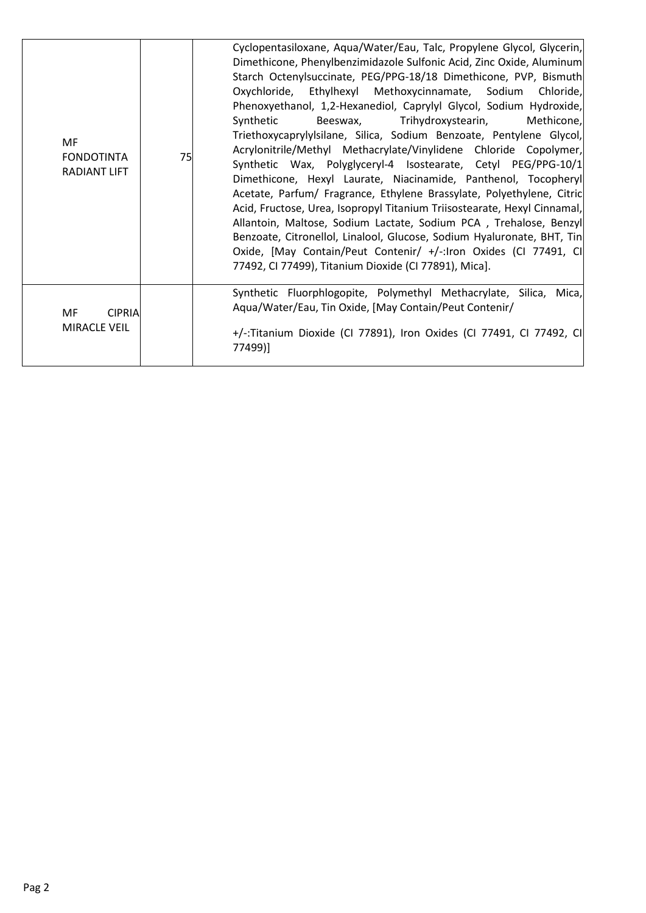| | | |
|---|---|---|
| MF FONDOTINTA RADIANT LIFT | 75 | Cyclopentasiloxane, Aqua/Water/Eau, Talc, Propylene Glycol, Glycerin, Dimethicone, Phenylbenzimidazole Sulfonic Acid, Zinc Oxide, Aluminum Starch Octenylsuccinate, PEG/PPG-18/18 Dimethicone, PVP, Bismuth Oxychloride, Ethylhexyl Methoxycinnamate, Sodium Chloride, Phenoxyethanol, 1,2-Hexanediol, Caprylyl Glycol, Sodium Hydroxide, Synthetic Beeswax, Trihydroxystearin, Methicone, Triethoxycaprylylsilane, Silica, Sodium Benzoate, Pentylene Glycol, Acrylonitrile/Methyl Methacrylate/Vinylidene Chloride Copolymer, Synthetic Wax, Polyglyceryl-4 Isostearate, Cetyl PEG/PPG-10/1 Dimethicone, Hexyl Laurate, Niacinamide, Panthenol, Tocopheryl Acetate, Parfum/ Fragrance, Ethylene Brassylate, Polyethylene, Citric Acid, Fructose, Urea, Isopropyl Titanium Triisostearate, Hexyl Cinnamal, Allantoin, Maltose, Sodium Lactate, Sodium PCA , Trehalose, Benzyl Benzoate, Citronellol, Linalool, Glucose, Sodium Hyaluronate, BHT, Tin Oxide, [May Contain/Peut Contenir/ +/-:Iron Oxides (CI 77491, CI 77492, CI 77499), Titanium Dioxide (CI 77891), Mica]. |
| MF CIPRIA MIRACLE VEIL | | Synthetic Fluorphlogopite, Polymethyl Methacrylate, Silica, Mica, Aqua/Water/Eau, Tin Oxide, [May Contain/Peut Contenir/ +/-:Titanium Dioxide (CI 77891), Iron Oxides (CI 77491, CI 77492, CI 77499)] |